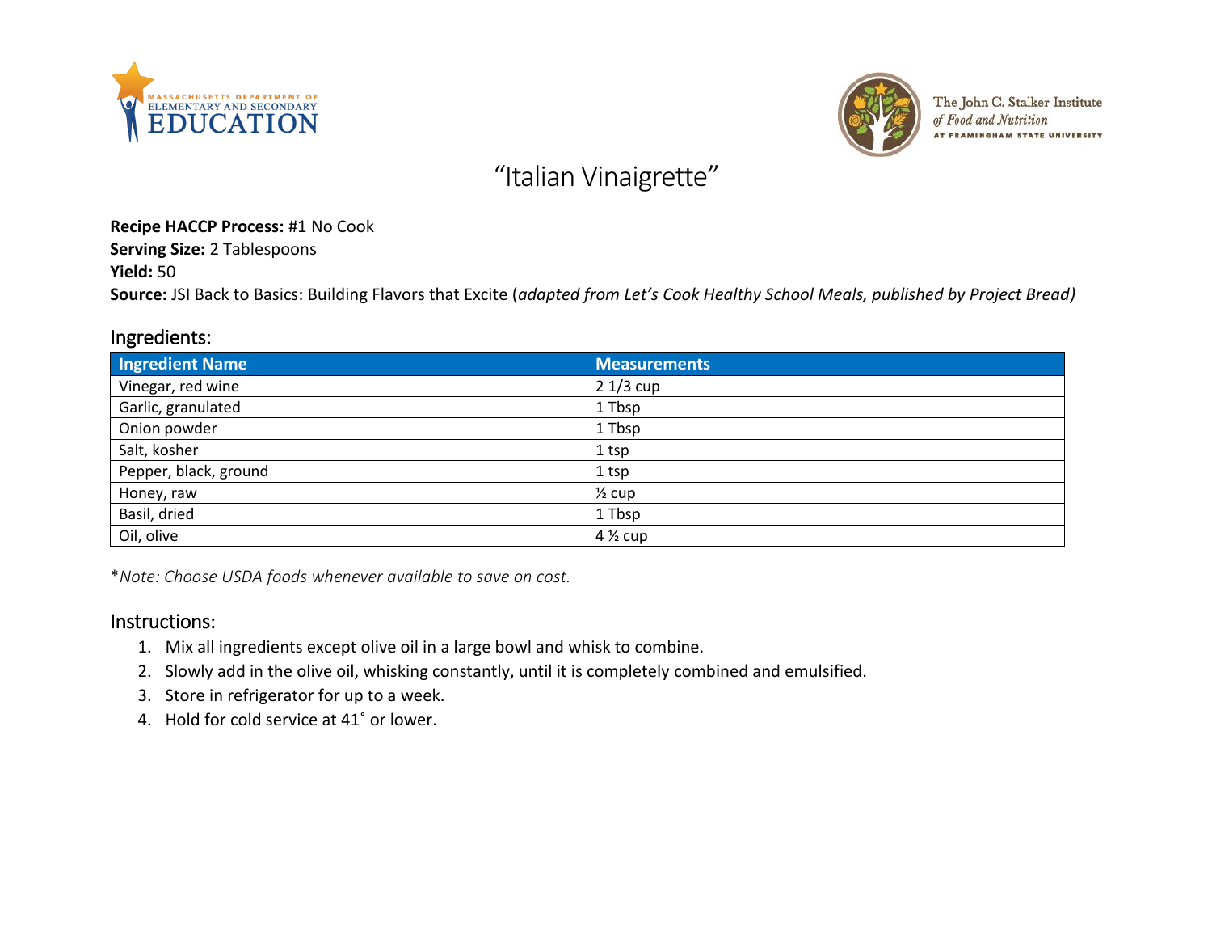# “Italian Vinaigrette”

**Recipe HACCP Process:** #1 No Cook
**Serving Size:** 2 Tablespoons
**Yield:** 50
**Source:** JSI Back to Basics: Building Flavors that Excite (*adapted from Let’s Cook Healthy School Meals, published by Project Bread)*

## Ingredients:

| Ingredient Name | Measurements |
|---|---|
| Vinegar, red wine | 2 1/3 cup |
| Garlic, granulated | 1 Tbsp |
| Onion powder | 1 Tbsp |
| Salt, kosher | 1 tsp |
| Pepper, black, ground | 1 tsp |
| Honey, raw | ½ cup |
| Basil, dried | 1 Tbsp |
| Oil, olive | 4 ½ cup |

**Note: Choose USDA foods whenever available to save on cost.*

## Instructions:

1. Mix all ingredients except olive oil in a large bowl and whisk to combine.
2. Slowly add in the olive oil, whisking constantly, until it is completely combined and emulsified.
3. Store in refrigerator for up to a week.
4. Hold for cold service at 41˚ or lower.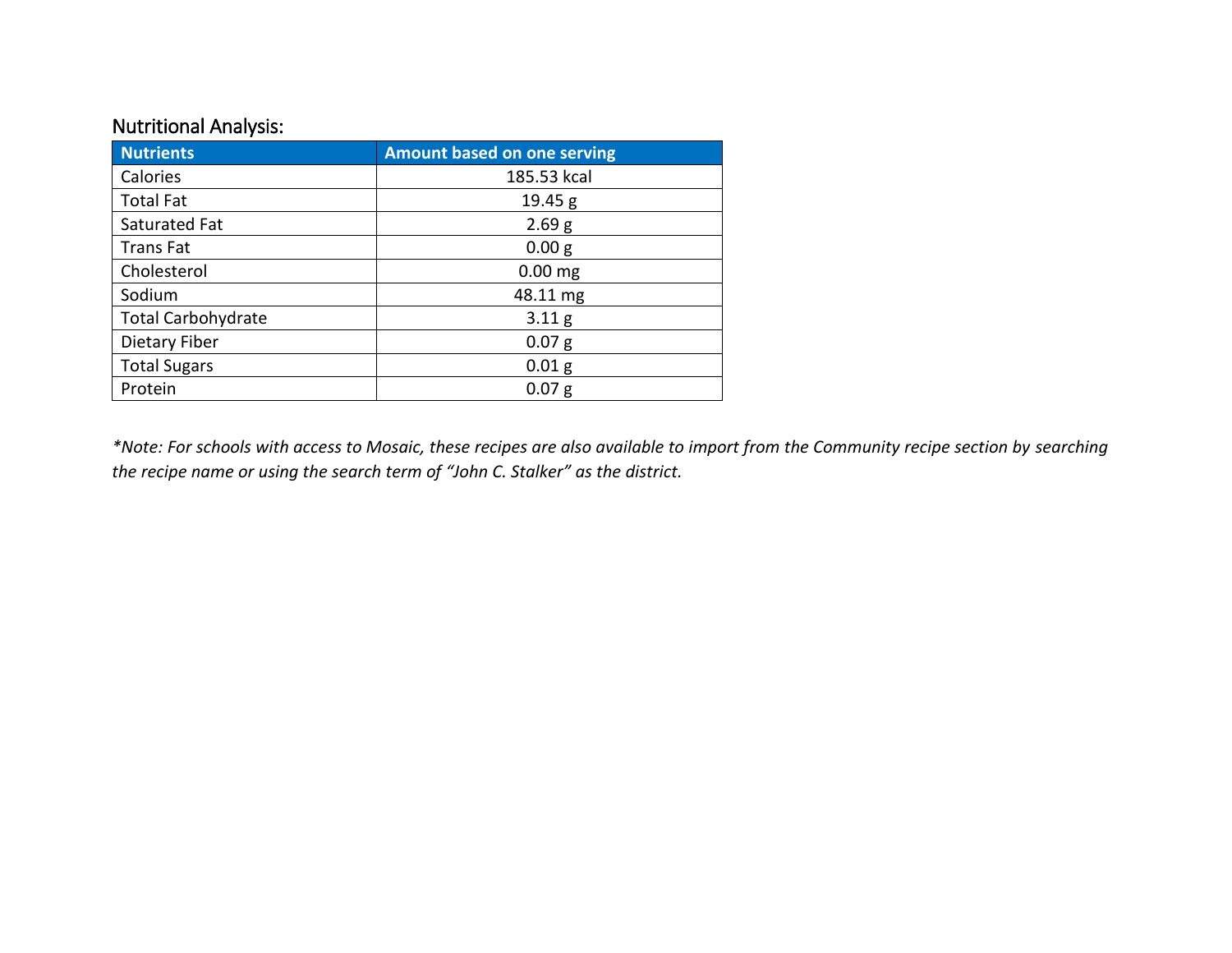## Nutritional Analysis:

| Nutrients | Amount based on one serving |
|---|---|
| Calories | 185.53 kcal |
| Total Fat | 19.45 g |
| Saturated Fat | 2.69 g |
| Trans Fat | 0.00 g |
| Cholesterol | 0.00 mg |
| Sodium | 48.11 mg |
| Total Carbohydrate | 3.11 g |
| Dietary Fiber | 0.07 g |
| Total Sugars | 0.01 g |
| Protein | 0.07 g |

*\*Note: For schools with access to Mosaic, these recipes are also available to import from the Community recipe section by searching the recipe name or using the search term of "John C. Stalker" as the district.*